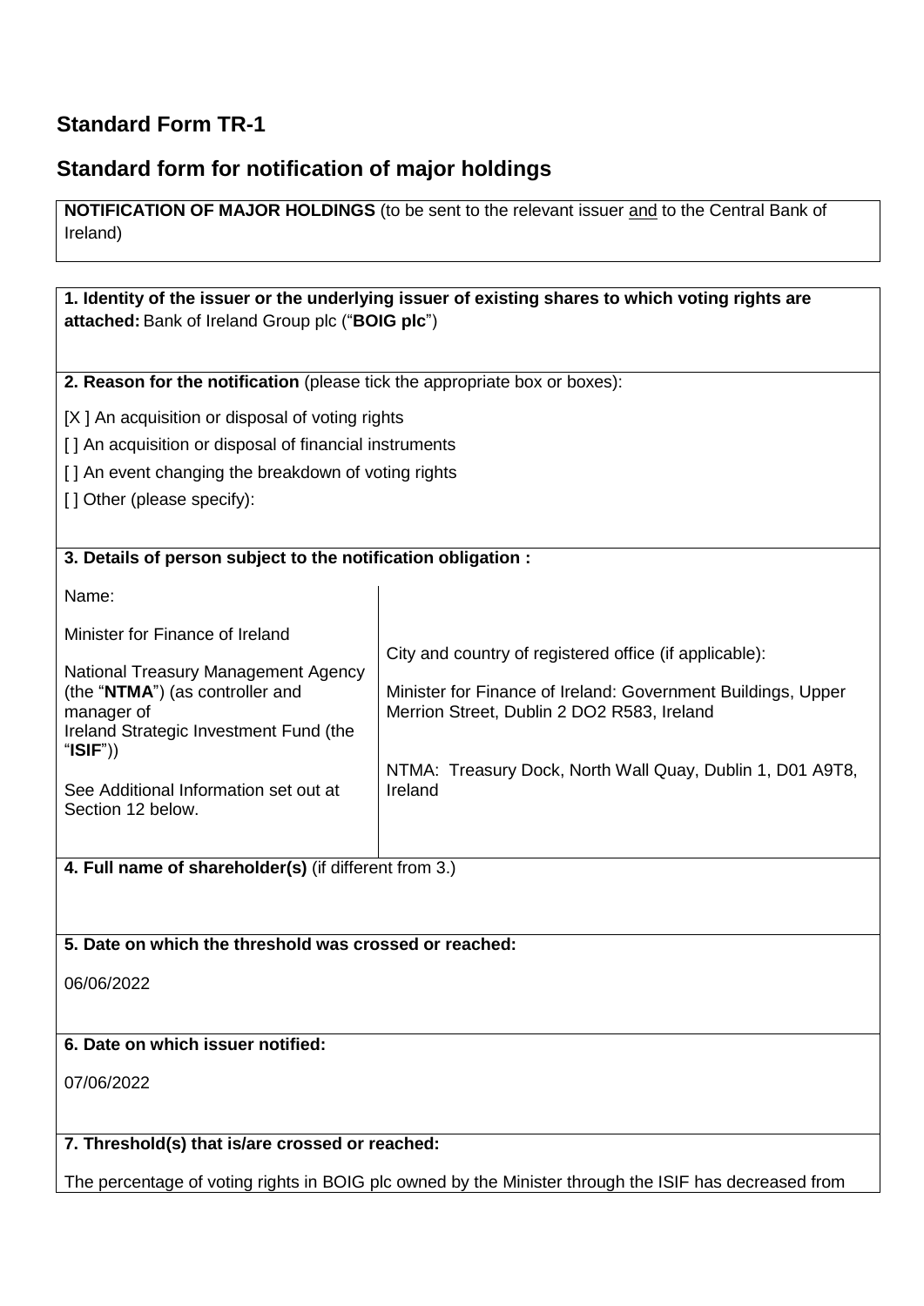## Standard Form TR-1

## Standard form for notification of major holdings

**NOTIFICATION OF MAJOR HOLDINGS** (to be sent to the relevant issuer and to the Central Bank of Ireland)

**1. Identity of the issuer or the underlying issuer of existing shares to which voting rights are attached:** Bank of Ireland Group plc ("**BOIG plc**")

**2. Reason for the notification** (please tick the appropriate box or boxes):

[X ] An acquisition or disposal of voting rights

[ ] An acquisition or disposal of financial instruments

[ ] An event changing the breakdown of voting rights

[ ] Other (please specify):

**3. Details of person subject to the notification obligation :**

| Name: | City and country of registered office (if applicable): |
|---|---|
| Minister for Finance of Ireland | Minister for Finance of Ireland: Government Buildings, Upper Merrion Street, Dublin 2 DO2 R583, Ireland |
| National Treasury Management Agency (the "**NTMA**") (as controller and manager of Ireland Strategic Investment Fund (the "**ISIF**")) | NTMA: Treasury Dock, North Wall Quay, Dublin 1, D01 A9T8, Ireland |
| See Additional Information set out at Section 12 below. | |

**4. Full name of shareholder(s)** (if different from 3.)

**5. Date on which the threshold was crossed or reached:**

06/06/2022

**6. Date on which issuer notified:**

07/06/2022

**7. Threshold(s) that is/are crossed or reached:**

The percentage of voting rights in BOIG plc owned by the Minister through the ISIF has decreased from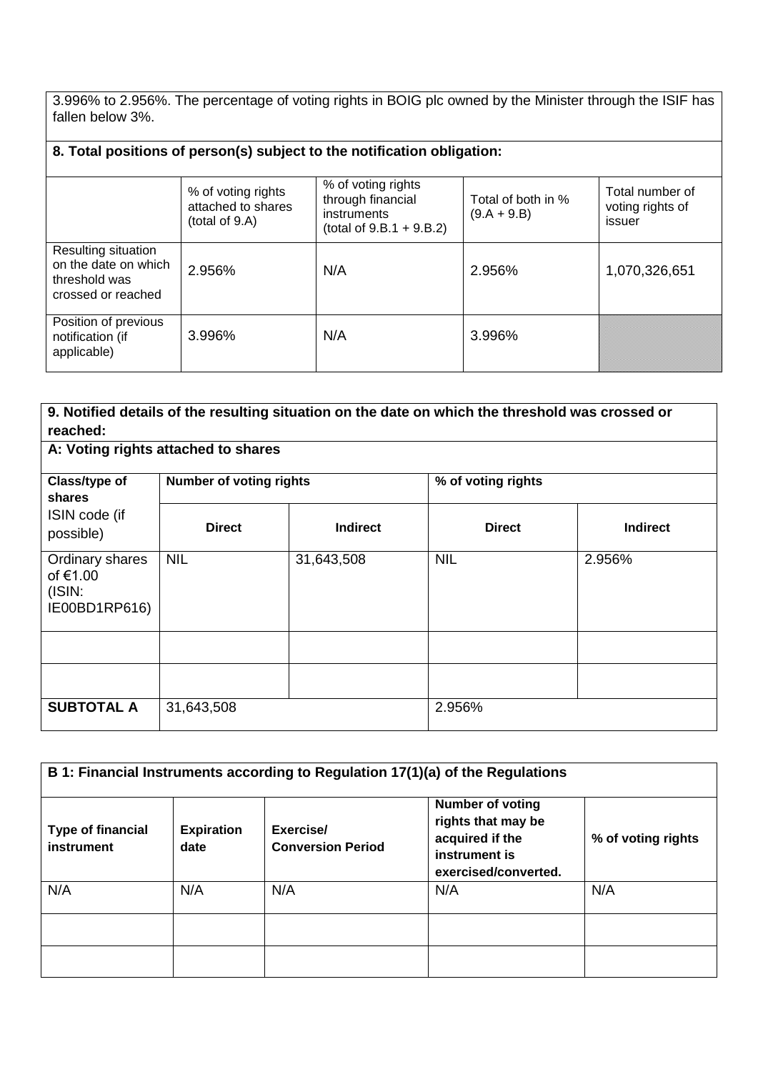3.996% to 2.956%. The percentage of voting rights in BOIG plc owned by the Minister through the ISIF has fallen below 3%.

**8. Total positions of person(s) subject to the notification obligation:**

| | % of voting rights attached to shares (total of 9.A) | % of voting rights through financial instruments (total of 9.B.1 + 9.B.2) | Total of both in % (9.A + 9.B) | Total number of voting rights of issuer |
|---|---|---|---|---|
| Resulting situation on the date on which threshold was crossed or reached | 2.956% | N/A | 2.956% | 1,070,326,651 |
| Position of previous notification (if applicable) | 3.996% | N/A | 3.996% | |

**9. Notified details of the resulting situation on the date on which the threshold was crossed or reached:**

**A: Voting rights attached to shares**

| **Class/type of shares** ISIN code (if possible) | **Number of voting rights** | | **% of voting rights** | |
|---|---|---|---|---|
| | **Direct** | **Indirect** | **Direct** | **Indirect** |
| Ordinary shares of €1.00 (ISIN: IE00BD1RP616) | NIL | 31,643,508 | NIL | 2.956% |
| | | | | |
| | | | | |
| **SUBTOTAL A** | 31,643,508 | | 2.956% | |

**B 1: Financial Instruments according to Regulation 17(1)(a) of the Regulations**

| **Type of financial instrument** | **Expiration date** | **Exercise/ Conversion Period** | **Number of voting rights that may be acquired if the instrument is exercised/converted.** | **% of voting rights** |
|---|---|---|---|---|
| N/A | N/A | N/A | N/A | N/A |
| | | | | |
| | | | | |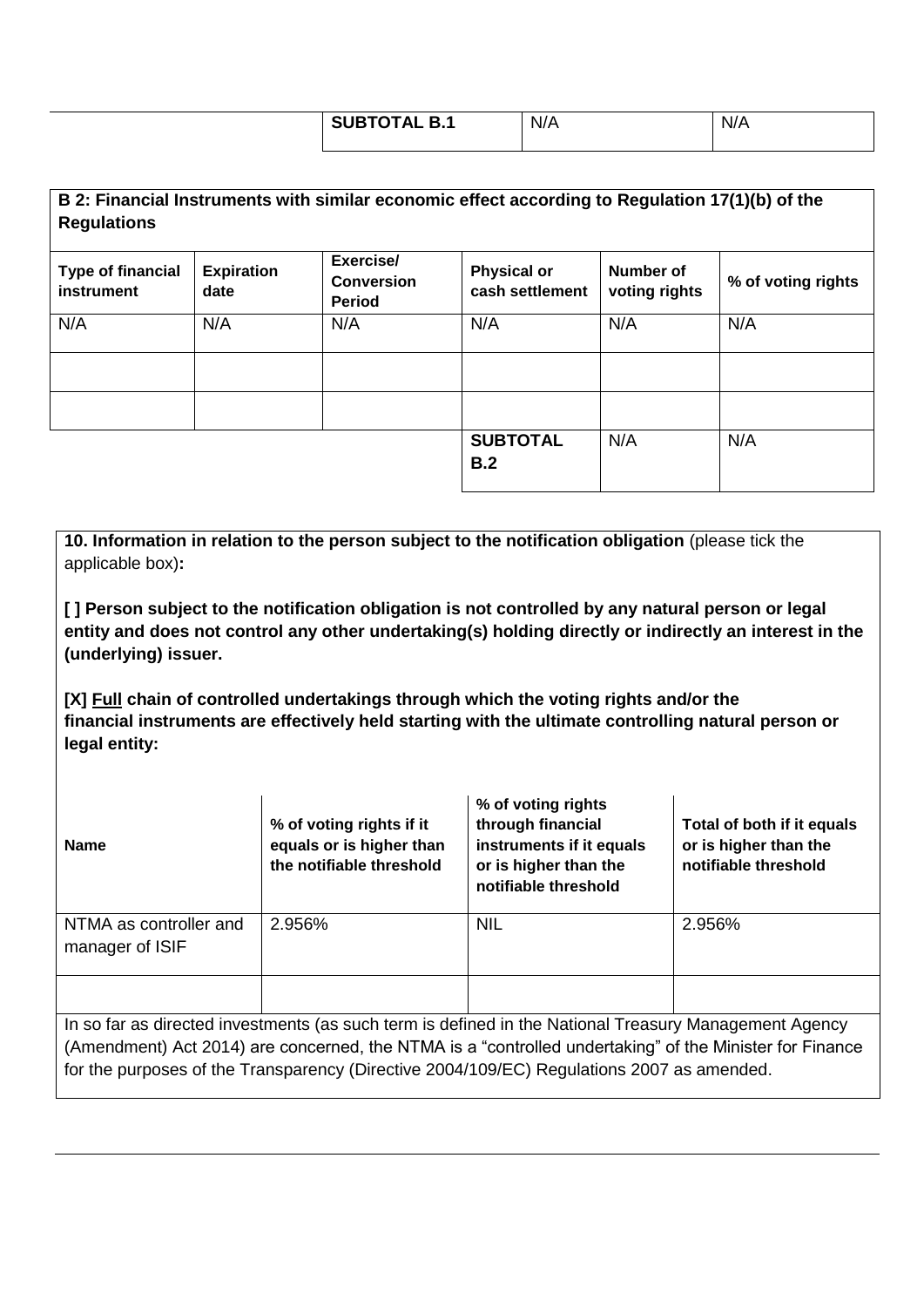| | SUBTOTAL B.1 | N/A | N/A |
|---|---|---|---|

**B 2: Financial Instruments with similar economic effect according to Regulation 17(1)(b) of the Regulations**

| Type of financial instrument | Expiration date | Exercise/ Conversion Period | Physical or cash settlement | Number of voting rights | % of voting rights |
|---|---|---|---|---|---|
| N/A | N/A | N/A | N/A | N/A | N/A |
| | | | | | |
| | | | | | |
| | | | **SUBTOTAL B.2** | N/A | N/A |

**10. Information in relation to the person subject to the notification obligation** (please tick the applicable box)**:**

**[ ] Person subject to the notification obligation is not controlled by any natural person or legal entity and does not control any other undertaking(s) holding directly or indirectly an interest in the (underlying) issuer.**

**[X] Full chain of controlled undertakings through which the voting rights and/or the financial instruments are effectively held starting with the ultimate controlling natural person or legal entity:**

| Name | % of voting rights if it equals or is higher than the notifiable threshold | % of voting rights through financial instruments if it equals or is higher than the notifiable threshold | Total of both if it equals or is higher than the notifiable threshold |
|---|---|---|---|
| NTMA as controller and manager of ISIF | 2.956% | NIL | 2.956% |
| | | | |

In so far as directed investments (as such term is defined in the National Treasury Management Agency (Amendment) Act 2014) are concerned, the NTMA is a "controlled undertaking" of the Minister for Finance for the purposes of the Transparency (Directive 2004/109/EC) Regulations 2007 as amended.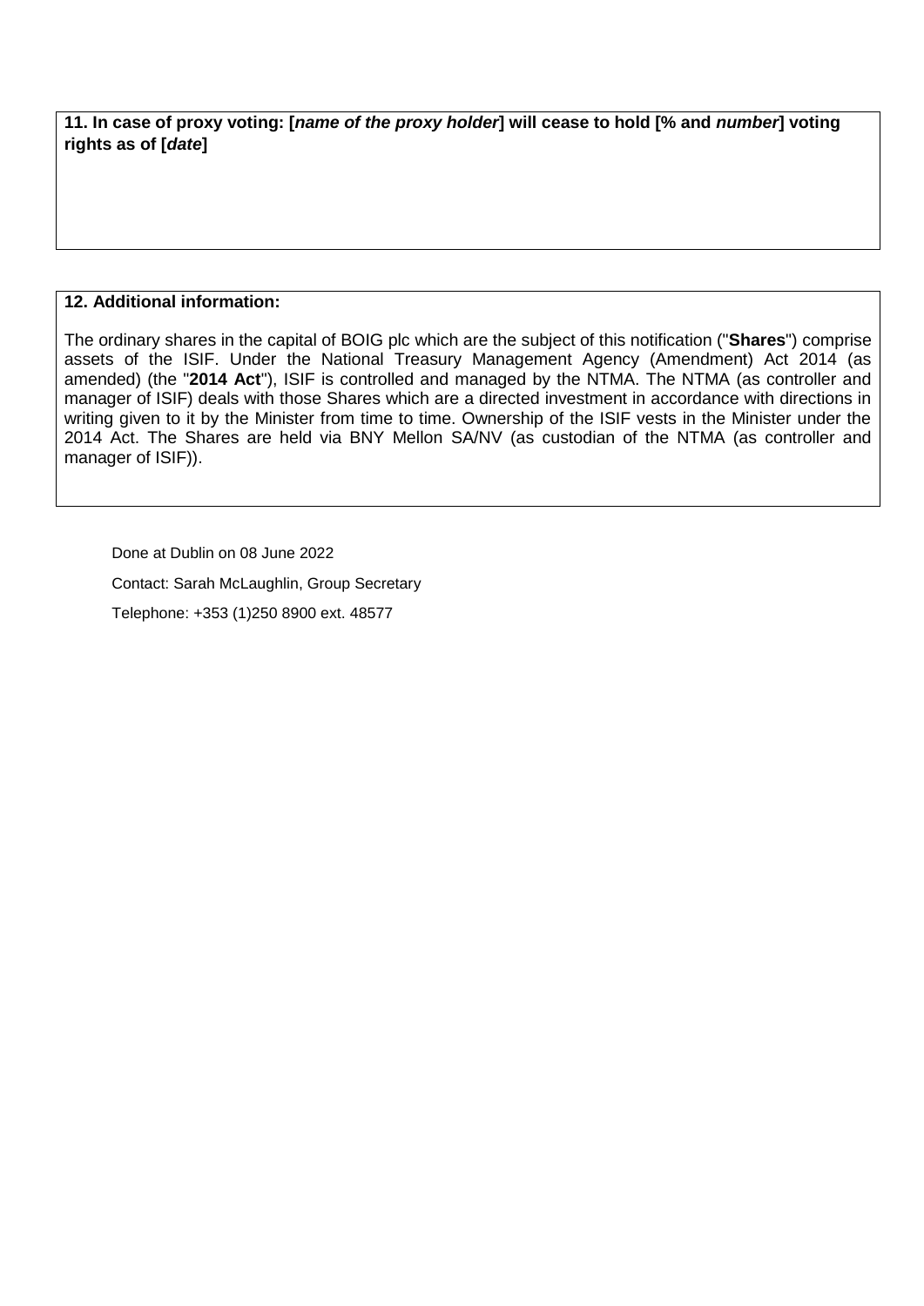**11. In case of proxy voting: [*name of the proxy holder*] will cease to hold [% and *number*] voting rights as of [*date*]**

**12. Additional information:**

The ordinary shares in the capital of BOIG plc which are the subject of this notification ("**Shares**") comprise assets of the ISIF. Under the National Treasury Management Agency (Amendment) Act 2014 (as amended) (the "**2014 Act**"), ISIF is controlled and managed by the NTMA. The NTMA (as controller and manager of ISIF) deals with those Shares which are a directed investment in accordance with directions in writing given to it by the Minister from time to time. Ownership of the ISIF vests in the Minister under the 2014 Act. The Shares are held via BNY Mellon SA/NV (as custodian of the NTMA (as controller and manager of ISIF)).

Done at Dublin on 08 June 2022

Contact: Sarah McLaughlin, Group Secretary

Telephone: +353 (1)250 8900 ext. 48577